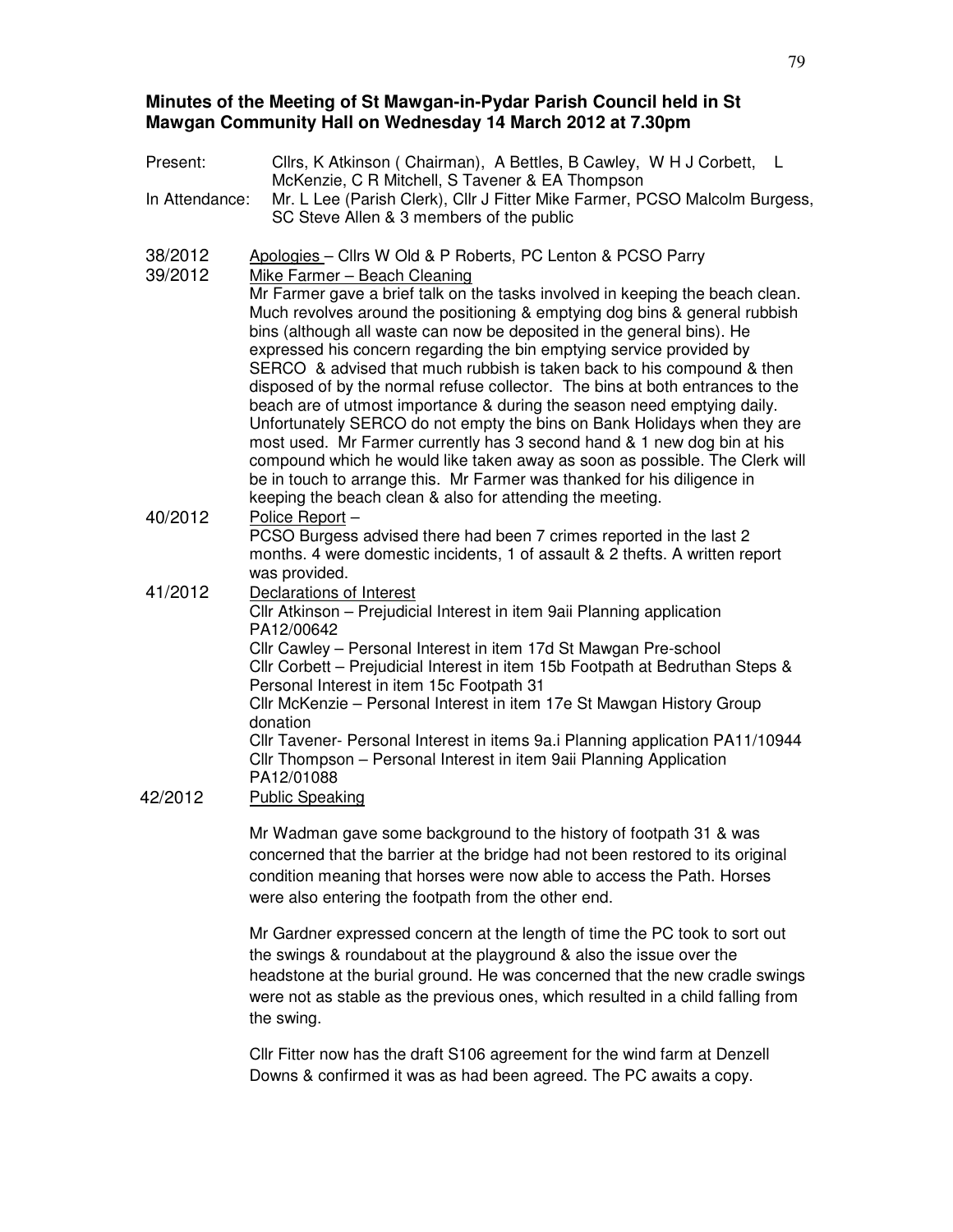## Minutes of the Meeting of St Mawgan-in-Pydar Parish Council held in St Mawgan Community Hall on Wednesday 14 March 2012 at 7.30pm

Present: Cllrs, K Atkinson ( Chairman), A Bettles, B Cawley, W H J Corbett, L McKenzie, C R Mitchell, S Tavener & EA Thompson

In Attendance: Mr. L Lee (Parish Clerk), Cllr J Fitter Mike Farmer, PCSO Malcolm Burgess, SC Steve Allen & 3 members of the public

38/2012 Apologies – Cllrs W Old & P Roberts, PC Lenton & PCSO Parry

39/2012 Mike Farmer – Beach Cleaning

Mr Farmer gave a brief talk on the tasks involved in keeping the beach clean. Much revolves around the positioning & emptying dog bins & general rubbish bins (although all waste can now be deposited in the general bins). He expressed his concern regarding the bin emptying service provided by SERCO & advised that much rubbish is taken back to his compound & then disposed of by the normal refuse collector. The bins at both entrances to the beach are of utmost importance & during the season need emptying daily. Unfortunately SERCO do not empty the bins on Bank Holidays when they are most used. Mr Farmer currently has 3 second hand & 1 new dog bin at his compound which he would like taken away as soon as possible. The Clerk will be in touch to arrange this. Mr Farmer was thanked for his diligence in keeping the beach clean & also for attending the meeting.

40/2012 Police Report –

PCSO Burgess advised there had been 7 crimes reported in the last 2 months. 4 were domestic incidents, 1 of assault & 2 thefts. A written report was provided.

41/2012 Declarations of Interest

Cllr Atkinson – Prejudicial Interest in item 9aii Planning application PA12/00642

Cllr Cawley – Personal Interest in item 17d St Mawgan Pre-school

Cllr Corbett – Prejudicial Interest in item 15b Footpath at Bedruthan Steps & Personal Interest in item 15c Footpath 31

Cllr McKenzie – Personal Interest in item 17e St Mawgan History Group donation

Cllr Tavener- Personal Interest in items 9a.i Planning application PA11/10944

Cllr Thompson – Personal Interest in item 9aii Planning Application PA12/01088

42/2012 Public Speaking

Mr Wadman gave some background to the history of footpath 31 & was concerned that the barrier at the bridge had not been restored to its original condition meaning that horses were now able to access the Path. Horses were also entering the footpath from the other end.

Mr Gardner expressed concern at the length of time the PC took to sort out the swings & roundabout at the playground & also the issue over the headstone at the burial ground. He was concerned that the new cradle swings were not as stable as the previous ones, which resulted in a child falling from the swing.

Cllr Fitter now has the draft S106 agreement for the wind farm at Denzell Downs & confirmed it was as had been agreed. The PC awaits a copy.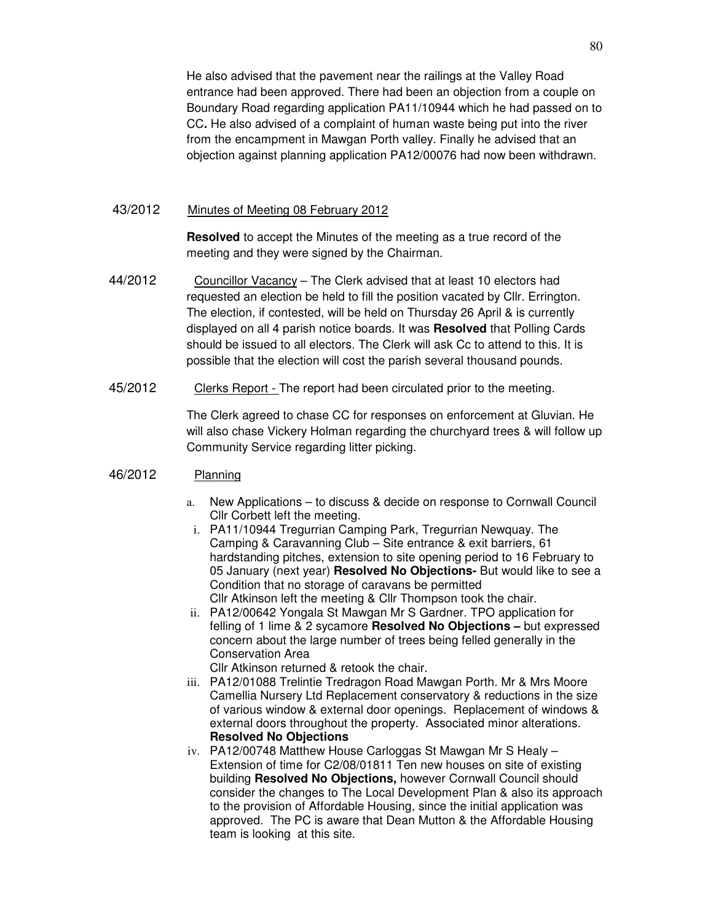He also advised that the pavement near the railings at the Valley Road entrance had been approved. There had been an objection from a couple on Boundary Road regarding application PA11/10944 which he had passed on to CC**.** He also advised of a complaint of human waste being put into the river from the encampment in Mawgan Porth valley. Finally he advised that an objection against planning application PA12/00076 had now been withdrawn.

43/2012 Minutes of Meeting 08 February 2012

**Resolved** to accept the Minutes of the meeting as a true record of the meeting and they were signed by the Chairman.

44/2012 Councillor Vacancy – The Clerk advised that at least 10 electors had requested an election be held to fill the position vacated by Cllr. Errington. The election, if contested, will be held on Thursday 26 April & is currently displayed on all 4 parish notice boards. It was **Resolved** that Polling Cards should be issued to all electors. The Clerk will ask Cc to attend to this. It is possible that the election will cost the parish several thousand pounds.

45/2012 Clerks Report - The report had been circulated prior to the meeting.

The Clerk agreed to chase CC for responses on enforcement at Gluvian. He will also chase Vickery Holman regarding the churchyard trees & will follow up Community Service regarding litter picking.

46/2012 Planning

a. New Applications – to discuss & decide on response to Cornwall Council
   Cllr Corbett left the meeting.

   i. PA11/10944 Tregurrian Camping Park, Tregurrian Newquay. The Camping & Caravanning Club – Site entrance & exit barriers, 61 hardstanding pitches, extension to site opening period to 16 February to 05 January (next year) **Resolved No Objections-** But would like to see a Condition that no storage of caravans be permitted
   Cllr Atkinson left the meeting & Cllr Thompson took the chair.

   ii. PA12/00642 Yongala St Mawgan Mr S Gardner. TPO application for felling of 1 lime & 2 sycamore **Resolved No Objections –** but expressed concern about the large number of trees being felled generally in the Conservation Area
   Cllr Atkinson returned & retook the chair.

   iii. PA12/01088 Trelintie Tredragon Road Mawgan Porth. Mr & Mrs Moore Camellia Nursery Ltd Replacement conservatory & reductions in the size of various window & external door openings. Replacement of windows & external doors throughout the property. Associated minor alterations. **Resolved No Objections**

   iv. PA12/00748 Matthew House Carloggas St Mawgan Mr S Healy – Extension of time for C2/08/01811 Ten new houses on site of existing building **Resolved No Objections,** however Cornwall Council should consider the changes to The Local Development Plan & also its approach to the provision of Affordable Housing, since the initial application was approved. The PC is aware that Dean Mutton & the Affordable Housing team is looking at this site.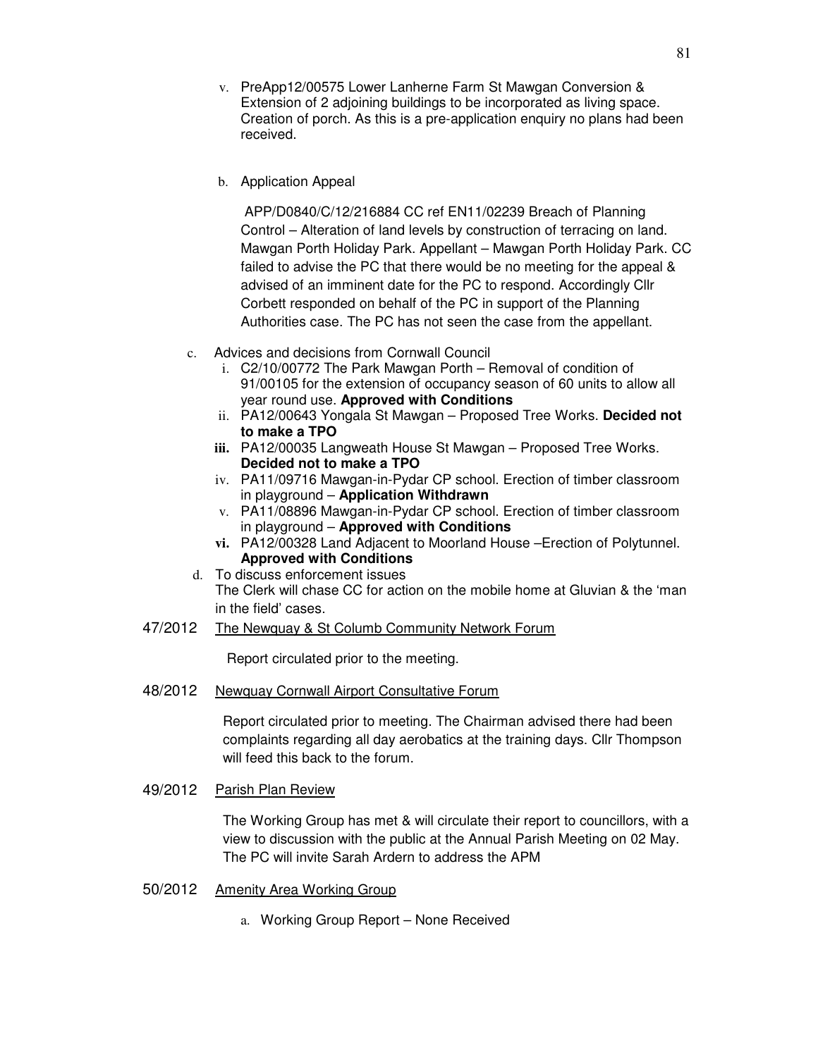v. PreApp12/00575 Lower Lanherne Farm St Mawgan Conversion & Extension of 2 adjoining buildings to be incorporated as living space. Creation of porch. As this is a pre-application enquiry no plans had been received.

b. Application Appeal

APP/D0840/C/12/216884 CC ref EN11/02239 Breach of Planning Control – Alteration of land levels by construction of terracing on land. Mawgan Porth Holiday Park. Appellant – Mawgan Porth Holiday Park. CC failed to advise the PC that there would be no meeting for the appeal & advised of an imminent date for the PC to respond. Accordingly Cllr Corbett responded on behalf of the PC in support of the Planning Authorities case. The PC has not seen the case from the appellant.

c. Advices and decisions from Cornwall Council
   i. C2/10/00772 The Park Mawgan Porth – Removal of condition of 91/00105 for the extension of occupancy season of 60 units to allow all year round use. **Approved with Conditions**
   ii. PA12/00643 Yongala St Mawgan – Proposed Tree Works. **Decided not to make a TPO**
   iii. PA12/00035 Langweath House St Mawgan – Proposed Tree Works. **Decided not to make a TPO**
   iv. PA11/09716 Mawgan-in-Pydar CP school. Erection of timber classroom in playground – **Application Withdrawn**
   v. PA11/08896 Mawgan-in-Pydar CP school. Erection of timber classroom in playground – **Approved with Conditions**
   vi. PA12/00328 Land Adjacent to Moorland House –Erection of Polytunnel. **Approved with Conditions**

d. To discuss enforcement issues
The Clerk will chase CC for action on the mobile home at Gluvian & the 'man in the field' cases.

47/2012 The Newquay & St Columb Community Network Forum

Report circulated prior to the meeting.

48/2012 Newquay Cornwall Airport Consultative Forum

Report circulated prior to meeting. The Chairman advised there had been complaints regarding all day aerobatics at the training days. Cllr Thompson will feed this back to the forum.

49/2012 Parish Plan Review

The Working Group has met & will circulate their report to councillors, with a view to discussion with the public at the Annual Parish Meeting on 02 May. The PC will invite Sarah Ardern to address the APM

50/2012 Amenity Area Working Group

a. Working Group Report – None Received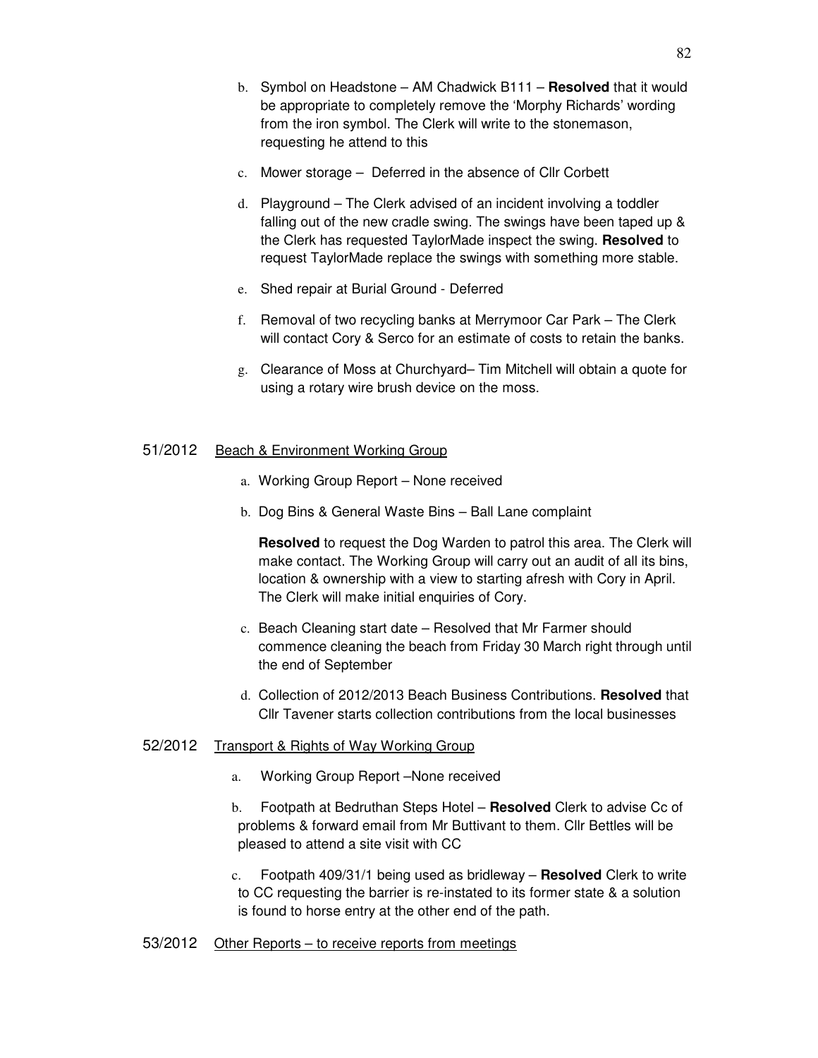b. Symbol on Headstone – AM Chadwick B111 – **Resolved** that it would be appropriate to completely remove the 'Morphy Richards' wording from the iron symbol. The Clerk will write to the stonemason, requesting he attend to this

c. Mower storage – Deferred in the absence of Cllr Corbett

d. Playground – The Clerk advised of an incident involving a toddler falling out of the new cradle swing. The swings have been taped up & the Clerk has requested TaylorMade inspect the swing. **Resolved** to request TaylorMade replace the swings with something more stable.

e. Shed repair at Burial Ground - Deferred

f. Removal of two recycling banks at Merrymoor Car Park – The Clerk will contact Cory & Serco for an estimate of costs to retain the banks.

g. Clearance of Moss at Churchyard– Tim Mitchell will obtain a quote for using a rotary wire brush device on the moss.

51/2012 Beach & Environment Working Group

a. Working Group Report – None received

b. Dog Bins & General Waste Bins – Ball Lane complaint

   **Resolved** to request the Dog Warden to patrol this area. The Clerk will make contact. The Working Group will carry out an audit of all its bins, location & ownership with a view to starting afresh with Cory in April. The Clerk will make initial enquiries of Cory.

c. Beach Cleaning start date – Resolved that Mr Farmer should commence cleaning the beach from Friday 30 March right through until the end of September

d. Collection of 2012/2013 Beach Business Contributions. **Resolved** that Cllr Tavener starts collection contributions from the local businesses

52/2012 Transport & Rights of Way Working Group

a. Working Group Report –None received

b. Footpath at Bedruthan Steps Hotel – **Resolved** Clerk to advise Cc of problems & forward email from Mr Buttivant to them. Cllr Bettles will be pleased to attend a site visit with CC

c. Footpath 409/31/1 being used as bridleway – **Resolved** Clerk to write to CC requesting the barrier is re-instated to its former state & a solution is found to horse entry at the other end of the path.

53/2012 Other Reports – to receive reports from meetings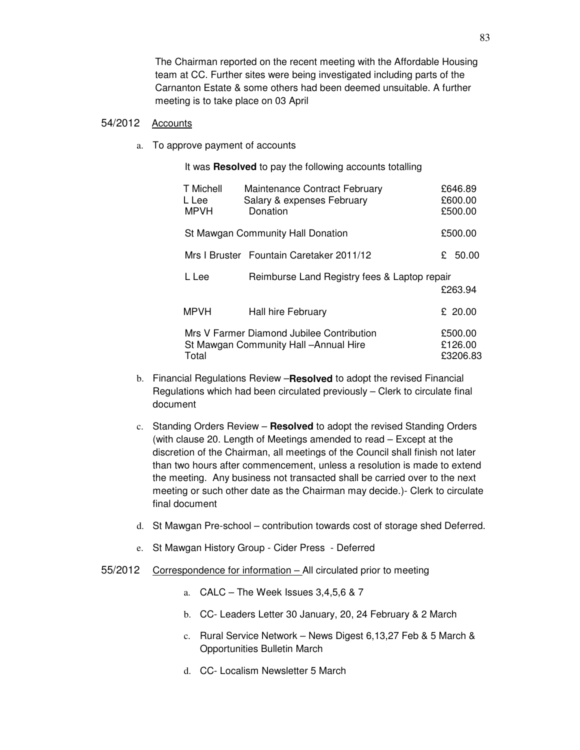The Chairman reported on the recent meeting with the Affordable Housing team at CC. Further sites were being investigated including parts of the Carnanton Estate & some others had been deemed unsuitable. A further meeting is to take place on 03 April

54/2012 Accounts

a. To approve payment of accounts

It was **Resolved** to pay the following accounts totalling

| | | |
|---|---|---|
| T Michell | Maintenance Contract February | £646.89 |
| L Lee | Salary & expenses February | £600.00 |
| MPVH | Donation | £500.00 |
| St Mawgan Community Hall Donation | | £500.00 |
| Mrs I Bruster | Fountain Caretaker 2011/12 | £ 50.00 |
| L Lee | Reimburse Land Registry fees & Laptop repair | £263.94 |
| MPVH | Hall hire February | £ 20.00 |
| Mrs V Farmer Diamond Jubilee Contribution | | £500.00 |
| St Mawgan Community Hall –Annual Hire | | £126.00 |
| Total | | £3206.83 |

b. Financial Regulations Review –**Resolved** to adopt the revised Financial Regulations which had been circulated previously – Clerk to circulate final document

c. Standing Orders Review – **Resolved** to adopt the revised Standing Orders (with clause 20. Length of Meetings amended to read – Except at the discretion of the Chairman, all meetings of the Council shall finish not later than two hours after commencement, unless a resolution is made to extend the meeting. Any business not transacted shall be carried over to the next meeting or such other date as the Chairman may decide.)- Clerk to circulate final document

d. St Mawgan Pre-school – contribution towards cost of storage shed Deferred.

e. St Mawgan History Group - Cider Press - Deferred

55/2012 Correspondence for information – All circulated prior to meeting

a. CALC – The Week Issues 3,4,5,6 & 7

b. CC- Leaders Letter 30 January, 20, 24 February & 2 March

c. Rural Service Network – News Digest 6,13,27 Feb & 5 March & Opportunities Bulletin March

d. CC- Localism Newsletter 5 March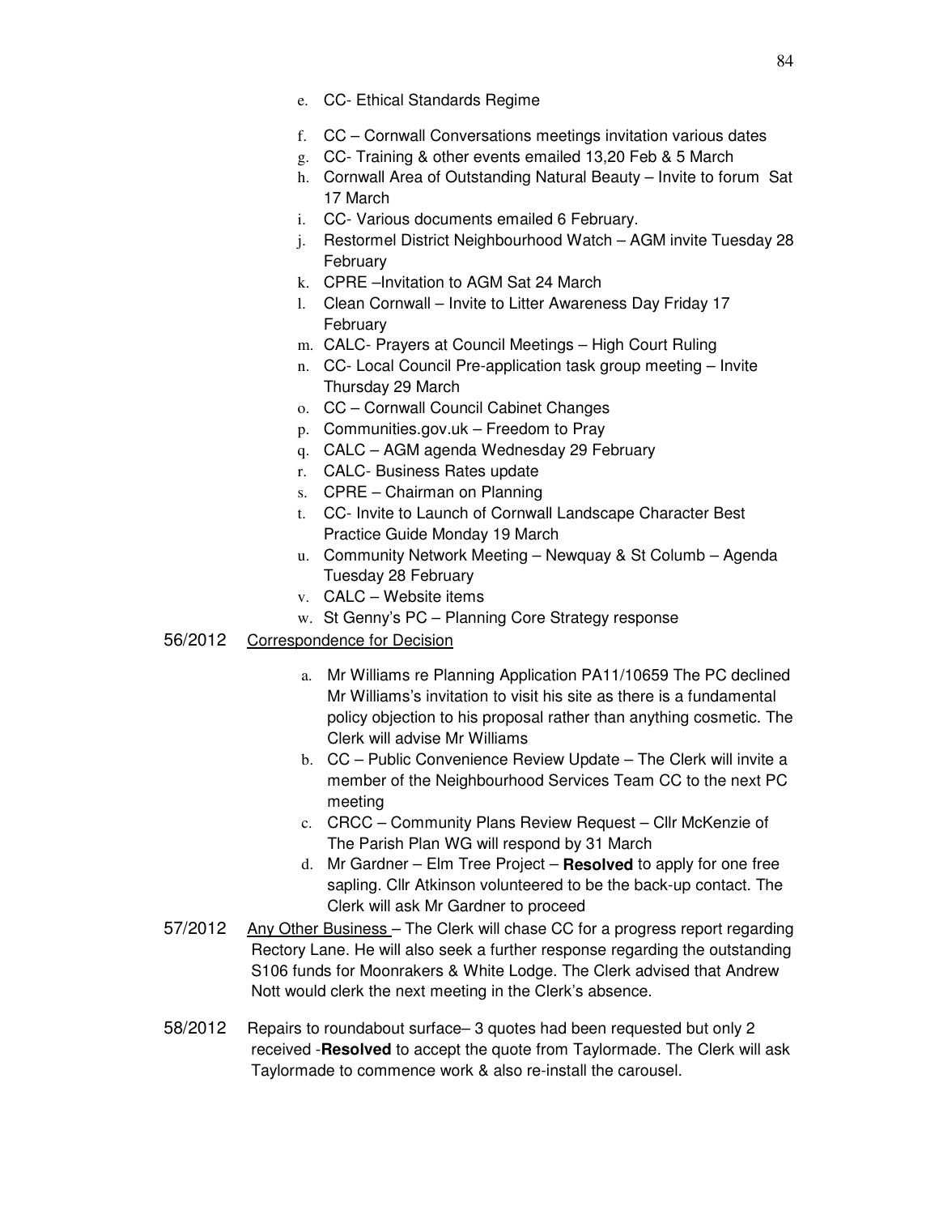e. CC- Ethical Standards Regime
f. CC – Cornwall Conversations meetings invitation various dates
g. CC- Training & other events emailed 13,20 Feb & 5 March
h. Cornwall Area of Outstanding Natural Beauty – Invite to forum Sat 17 March
i. CC- Various documents emailed 6 February.
j. Restormel District Neighbourhood Watch – AGM invite Tuesday 28 February
k. CPRE –Invitation to AGM Sat 24 March
l. Clean Cornwall – Invite to Litter Awareness Day Friday 17 February
m. CALC- Prayers at Council Meetings – High Court Ruling
n. CC- Local Council Pre-application task group meeting – Invite Thursday 29 March
o. CC – Cornwall Council Cabinet Changes
p. Communities.gov.uk – Freedom to Pray
q. CALC – AGM agenda Wednesday 29 February
r. CALC- Business Rates update
s. CPRE – Chairman on Planning
t. CC- Invite to Launch of Cornwall Landscape Character Best Practice Guide Monday 19 March
u. Community Network Meeting – Newquay & St Columb – Agenda Tuesday 28 February
v. CALC – Website items
w. St Genny's PC – Planning Core Strategy response

56/2012 Correspondence for Decision

a. Mr Williams re Planning Application PA11/10659 The PC declined Mr Williams's invitation to visit his site as there is a fundamental policy objection to his proposal rather than anything cosmetic. The Clerk will advise Mr Williams
b. CC – Public Convenience Review Update – The Clerk will invite a member of the Neighbourhood Services Team CC to the next PC meeting
c. CRCC – Community Plans Review Request – Cllr McKenzie of The Parish Plan WG will respond by 31 March
d. Mr Gardner – Elm Tree Project – **Resolved** to apply for one free sapling. Cllr Atkinson volunteered to be the back-up contact. The Clerk will ask Mr Gardner to proceed

57/2012 Any Other Business – The Clerk will chase CC for a progress report regarding Rectory Lane. He will also seek a further response regarding the outstanding S106 funds for Moonrakers & White Lodge. The Clerk advised that Andrew Nott would clerk the next meeting in the Clerk's absence.

58/2012 Repairs to roundabout surface– 3 quotes had been requested but only 2 received -**Resolved** to accept the quote from Taylormade. The Clerk will ask Taylormade to commence work & also re-install the carousel.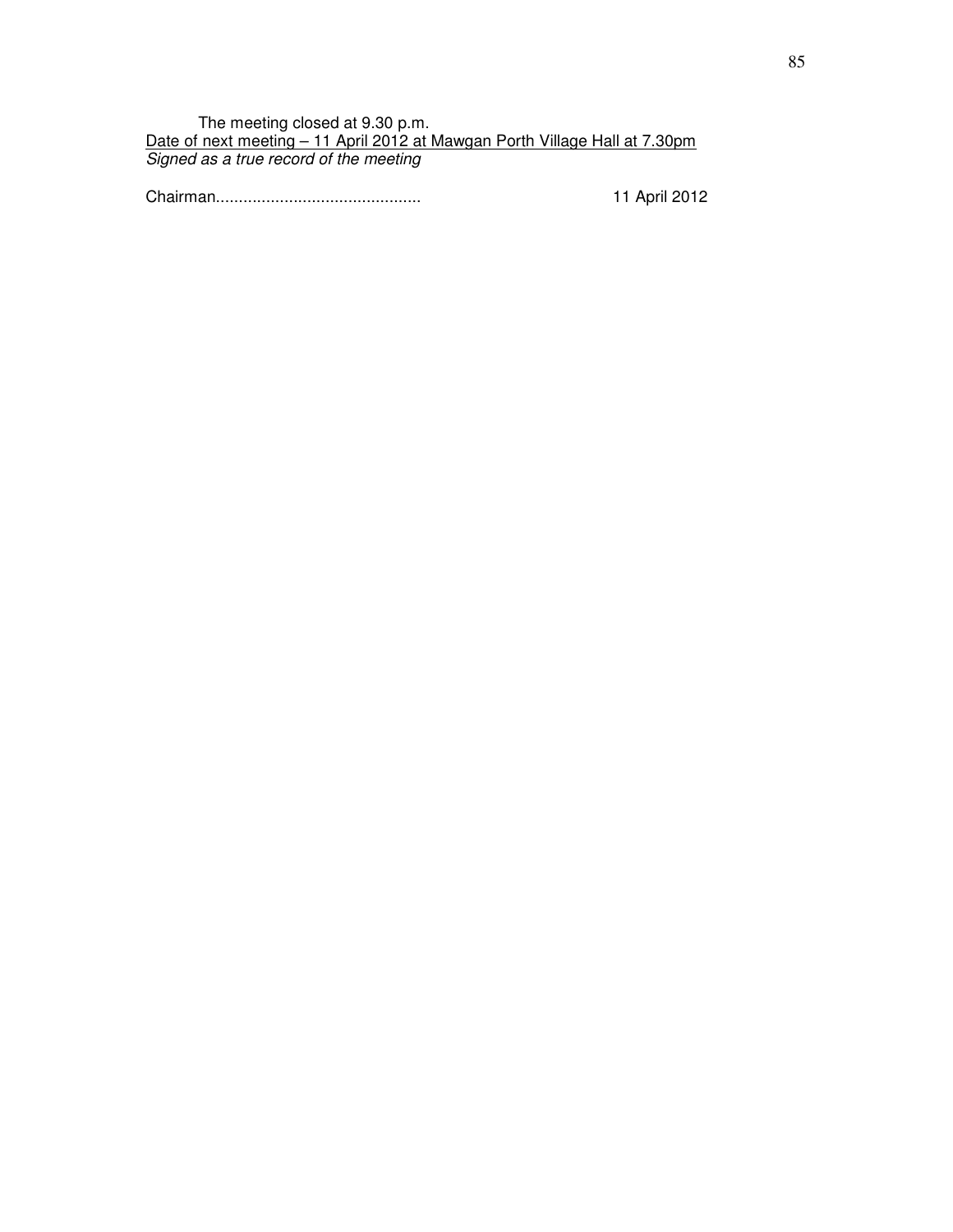The meeting closed at 9.30 p.m.

<u>Date of next meeting – 11 April 2012 at Mawgan Porth Village Hall at 7.30pm</u>

*Signed as a true record of the meeting*

Chairman............................................ 11 April 2012